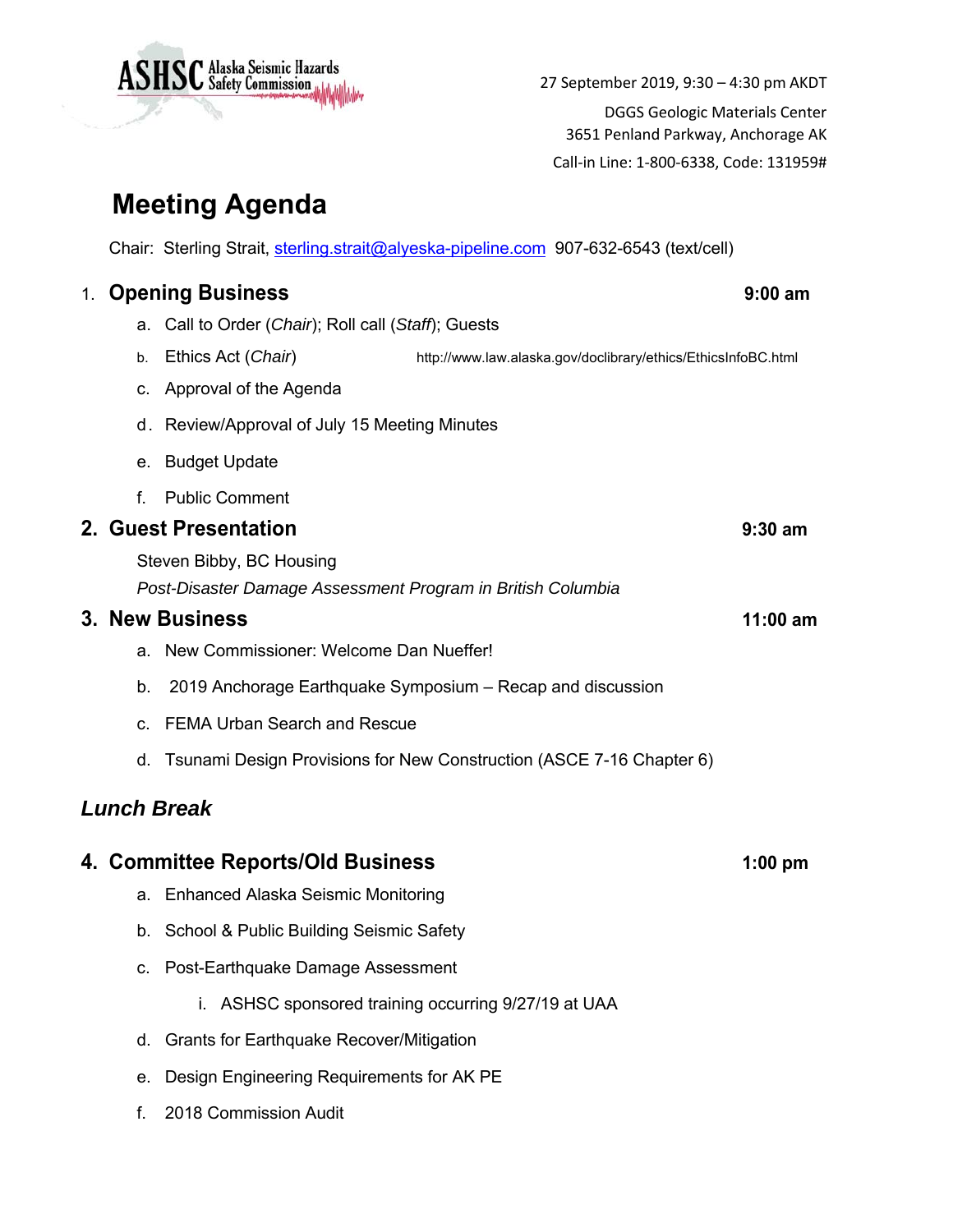ASHSC Alaska Seismic Hazards Safety Commission

27 September 2019, 9:30 – 4:30 pm AKDT

DGGS Geologic Materials Center
3651 Penland Parkway, Anchorage AK

Call-in Line: 1-800-6338, Code: 131959#

# Meeting Agenda

Chair: Sterling Strait, sterling.strait@alyeska-pipeline.com 907-632-6543 (text/cell)

## 1. Opening Business — 9:00 am

a. Call to Order (*Chair*); Roll call (*Staff*); Guests

b. Ethics Act (*Chair*) http://www.law.alaska.gov/doclibrary/ethics/EthicsInfoBC.html

c. Approval of the Agenda

d. Review/Approval of July 15 Meeting Minutes

e. Budget Update

f. Public Comment

## 2. Guest Presentation — 9:30 am

Steven Bibby, BC Housing

*Post-Disaster Damage Assessment Program in British Columbia*

## 3. New Business — 11:00 am

a. New Commissioner: Welcome Dan Nueffer!

b. 2019 Anchorage Earthquake Symposium – Recap and discussion

c. FEMA Urban Search and Rescue

d. Tsunami Design Provisions for New Construction (ASCE 7-16 Chapter 6)

***Lunch Break***

## 4. Committee Reports/Old Business — 1:00 pm

a. Enhanced Alaska Seismic Monitoring

b. School & Public Building Seismic Safety

c. Post-Earthquake Damage Assessment

   i. ASHSC sponsored training occurring 9/27/19 at UAA

d. Grants for Earthquake Recover/Mitigation

e. Design Engineering Requirements for AK PE

f. 2018 Commission Audit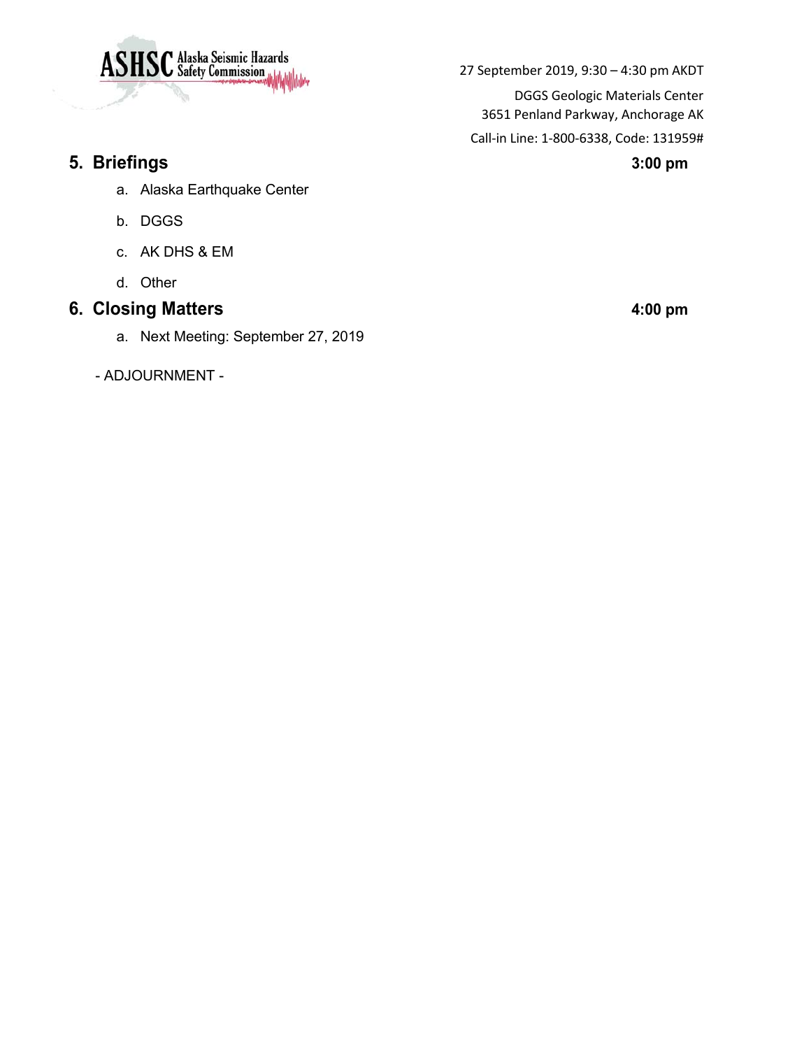27 September 2019, 9:30 – 4:30 pm AKDT

DGGS Geologic Materials Center
3651 Penland Parkway, Anchorage AK

Call-in Line: 1-800-6338, Code: 131959#

## 5. Briefings — 3:00 pm

a. Alaska Earthquake Center

b. DGGS

c. AK DHS & EM

d. Other

## 6. Closing Matters — 4:00 pm

a. Next Meeting: September 27, 2019

- ADJOURNMENT -